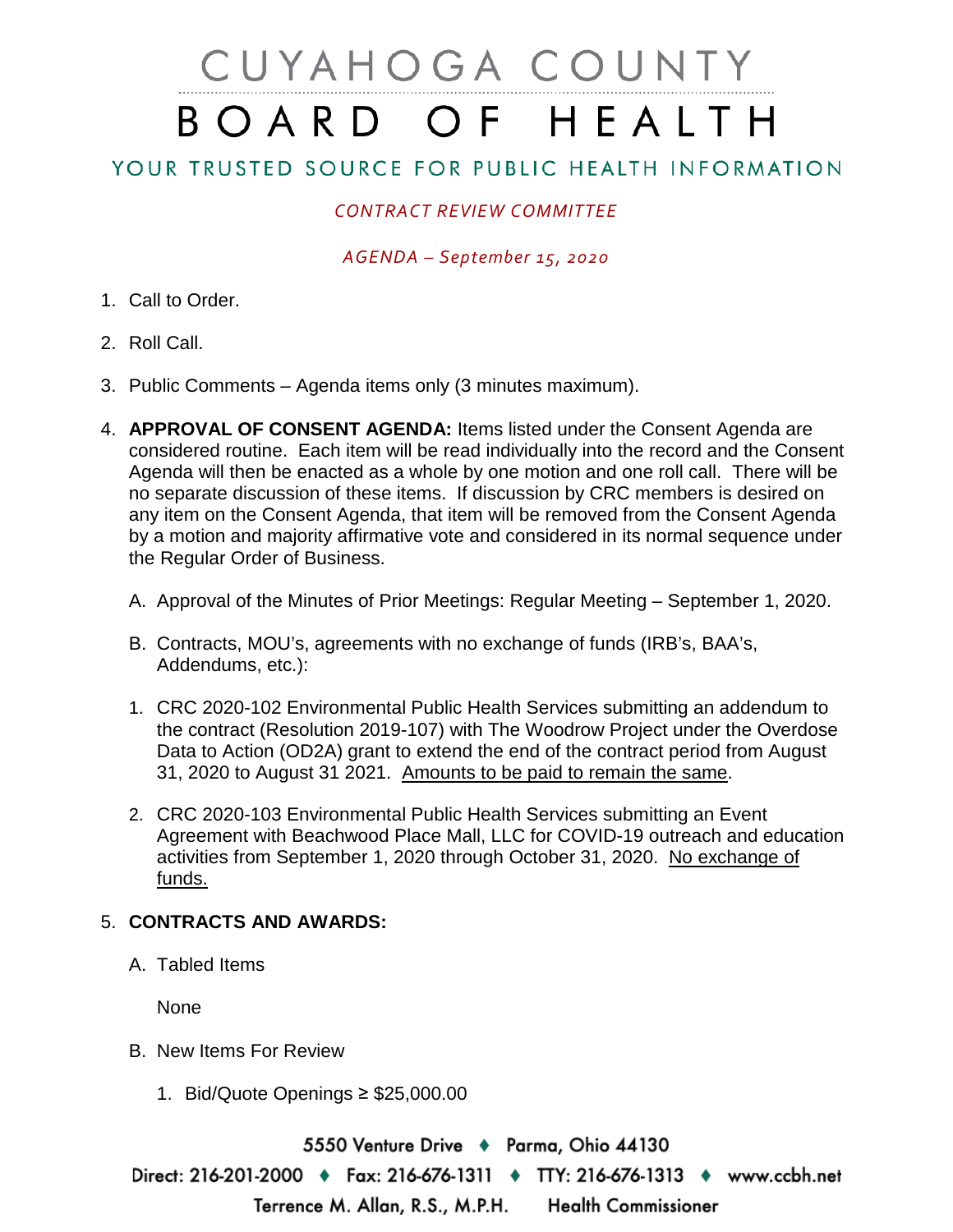# CUYAHOGA COUNTY BOARD OF HEALTH

## YOUR TRUSTED SOURCE FOR PUBLIC HEALTH INFORMATION

*CONTRACT REVIEW COMMITTEE*

*AGENDA – September 15, 2020*

1. Call to Order.
2. Roll Call.
3. Public Comments – Agenda items only (3 minutes maximum).
4. **APPROVAL OF CONSENT AGENDA:** Items listed under the Consent Agenda are considered routine. Each item will be read individually into the record and the Consent Agenda will then be enacted as a whole by one motion and one roll call. There will be no separate discussion of these items. If discussion by CRC members is desired on any item on the Consent Agenda, that item will be removed from the Consent Agenda by a motion and majority affirmative vote and considered in its normal sequence under the Regular Order of Business.

   A. Approval of the Minutes of Prior Meetings: Regular Meeting – September 1, 2020.

   B. Contracts, MOU's, agreements with no exchange of funds (IRB's, BAA's, Addendums, etc.):

   1. CRC 2020-102 Environmental Public Health Services submitting an addendum to the contract (Resolution 2019-107) with The Woodrow Project under the Overdose Data to Action (OD2A) grant to extend the end of the contract period from August 31, 2020 to August 31 2021. Amounts to be paid to remain the same.

   2. CRC 2020-103 Environmental Public Health Services submitting an Event Agreement with Beachwood Place Mall, LLC for COVID-19 outreach and education activities from September 1, 2020 through October 31, 2020. No exchange of funds.

5. **CONTRACTS AND AWARDS:**

   A. Tabled Items

   None

   B. New Items For Review

   1. Bid/Quote Openings ≥ $25,000.00

5550 Venture Drive ♦ Parma, Ohio 44130

Direct: 216-201-2000 ♦ Fax: 216-676-1311 ♦ TTY: 216-676-1313 ♦ www.ccbh.net

Terrence M. Allan, R.S., M.P.H. Health Commissioner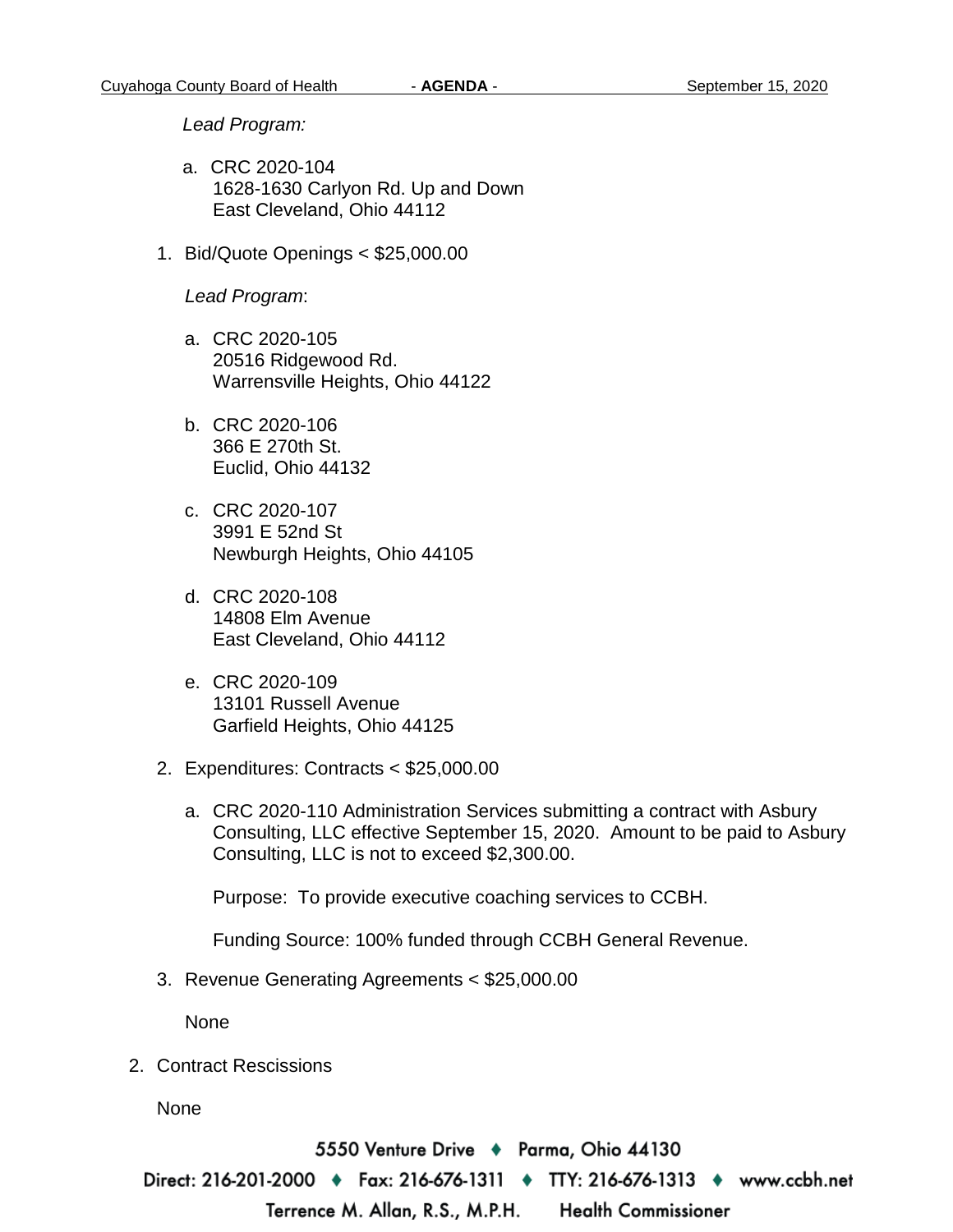*Lead Program:*

a. CRC 2020-104
   1628-1630 Carlyon Rd. Up and Down
   East Cleveland, Ohio 44112

1. Bid/Quote Openings < $25,000.00

   *Lead Program*:

   a. CRC 2020-105
      20516 Ridgewood Rd.
      Warrensville Heights, Ohio 44122

   b. CRC 2020-106
      366 E 270th St.
      Euclid, Ohio 44132

   c. CRC 2020-107
      3991 E 52nd St
      Newburgh Heights, Ohio 44105

   d. CRC 2020-108
      14808 Elm Avenue
      East Cleveland, Ohio 44112

   e. CRC 2020-109
      13101 Russell Avenue
      Garfield Heights, Ohio 44125

2. Expenditures: Contracts < $25,000.00

   a. CRC 2020-110 Administration Services submitting a contract with Asbury Consulting, LLC effective September 15, 2020. Amount to be paid to Asbury Consulting, LLC is not to exceed $2,300.00.

      Purpose: To provide executive coaching services to CCBH.

      Funding Source: 100% funded through CCBH General Revenue.

3. Revenue Generating Agreements < $25,000.00

   None

2. Contract Rescissions

   None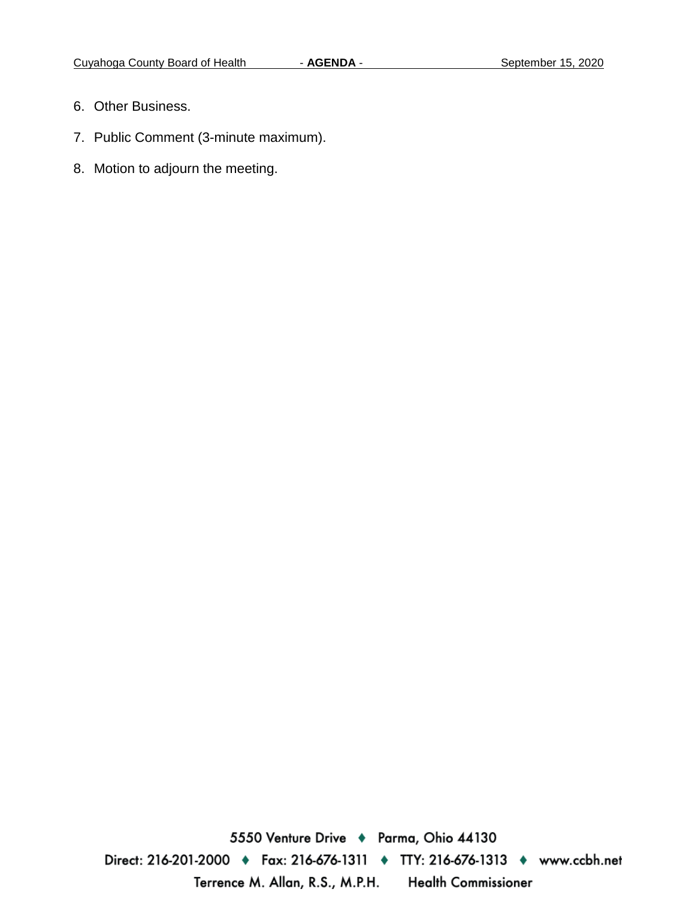6. Other Business.

7. Public Comment (3-minute maximum).

8. Motion to adjourn the meeting.